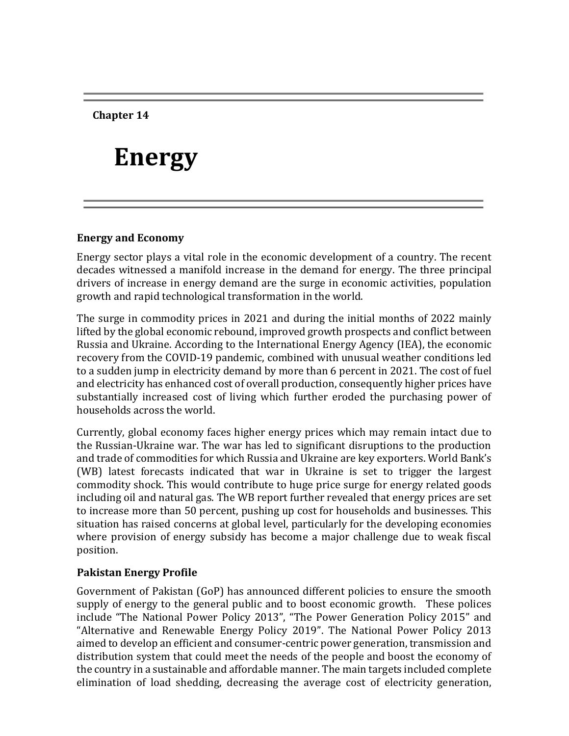**Chapter 14**

# Energy

## Energy and Economy

Energy sector plays a vital role in the economic development of a country. The recent decades witnessed a manifold increase in the demand for energy. The three principal drivers of increase in energy demand are the surge in economic activities, population growth and rapid technological transformation in the world.

The surge in commodity prices in 2021 and during the initial months of 2022 mainly lifted by the global economic rebound, improved growth prospects and conflict between Russia and Ukraine. According to the International Energy Agency (IEA), the economic recovery from the COVID-19 pandemic, combined with unusual weather conditions led to a sudden jump in electricity demand by more than 6 percent in 2021. The cost of fuel and electricity has enhanced cost of overall production, consequently higher prices have substantially increased cost of living which further eroded the purchasing power of households across the world.

Currently, global economy faces higher energy prices which may remain intact due to the Russian-Ukraine war. The war has led to significant disruptions to the production and trade of commodities for which Russia and Ukraine are key exporters. World Bank's (WB) latest forecasts indicated that war in Ukraine is set to trigger the largest commodity shock. This would contribute to huge price surge for energy related goods including oil and natural gas. The WB report further revealed that energy prices are set to increase more than 50 percent, pushing up cost for households and businesses. This situation has raised concerns at global level, particularly for the developing economies where provision of energy subsidy has become a major challenge due to weak fiscal position.

## Pakistan Energy Profile

Government of Pakistan (GoP) has announced different policies to ensure the smooth supply of energy to the general public and to boost economic growth. These polices include "The National Power Policy 2013", "The Power Generation Policy 2015" and "Alternative and Renewable Energy Policy 2019". The National Power Policy 2013 aimed to develop an efficient and consumer-centric power generation, transmission and distribution system that could meet the needs of the people and boost the economy of the country in a sustainable and affordable manner. The main targets included complete elimination of load shedding, decreasing the average cost of electricity generation,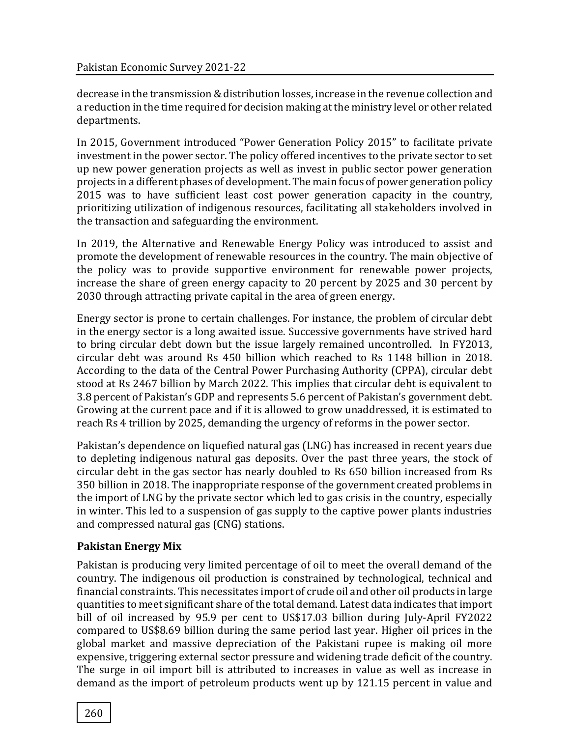decrease in the transmission & distribution losses, increase in the revenue collection and a reduction in the time required for decision making at the ministry level or other related departments.

In 2015, Government introduced "Power Generation Policy 2015" to facilitate private investment in the power sector. The policy offered incentives to the private sector to set up new power generation projects as well as invest in public sector power generation projects in a different phases of development. The main focus of power generation policy 2015 was to have sufficient least cost power generation capacity in the country, prioritizing utilization of indigenous resources, facilitating all stakeholders involved in the transaction and safeguarding the environment.

In 2019, the Alternative and Renewable Energy Policy was introduced to assist and promote the development of renewable resources in the country. The main objective of the policy was to provide supportive environment for renewable power projects, increase the share of green energy capacity to 20 percent by 2025 and 30 percent by 2030 through attracting private capital in the area of green energy.

Energy sector is prone to certain challenges. For instance, the problem of circular debt in the energy sector is a long awaited issue. Successive governments have strived hard to bring circular debt down but the issue largely remained uncontrolled. In FY2013, circular debt was around Rs 450 billion which reached to Rs 1148 billion in 2018. According to the data of the Central Power Purchasing Authority (CPPA), circular debt stood at Rs 2467 billion by March 2022. This implies that circular debt is equivalent to 3.8 percent of Pakistan's GDP and represents 5.6 percent of Pakistan's government debt. Growing at the current pace and if it is allowed to grow unaddressed, it is estimated to reach Rs 4 trillion by 2025, demanding the urgency of reforms in the power sector.

Pakistan's dependence on liquefied natural gas (LNG) has increased in recent years due to depleting indigenous natural gas deposits. Over the past three years, the stock of circular debt in the gas sector has nearly doubled to Rs 650 billion increased from Rs 350 billion in 2018. The inappropriate response of the government created problems in the import of LNG by the private sector which led to gas crisis in the country, especially in winter. This led to a suspension of gas supply to the captive power plants industries and compressed natural gas (CNG) stations.

**Pakistan Energy Mix**

Pakistan is producing very limited percentage of oil to meet the overall demand of the country. The indigenous oil production is constrained by technological, technical and financial constraints. This necessitates import of crude oil and other oil products in large quantities to meet significant share of the total demand. Latest data indicates that import bill of oil increased by 95.9 per cent to US$17.03 billion during July-April FY2022 compared to US$8.69 billion during the same period last year. Higher oil prices in the global market and massive depreciation of the Pakistani rupee is making oil more expensive, triggering external sector pressure and widening trade deficit of the country. The surge in oil import bill is attributed to increases in value as well as increase in demand as the import of petroleum products went up by 121.15 percent in value and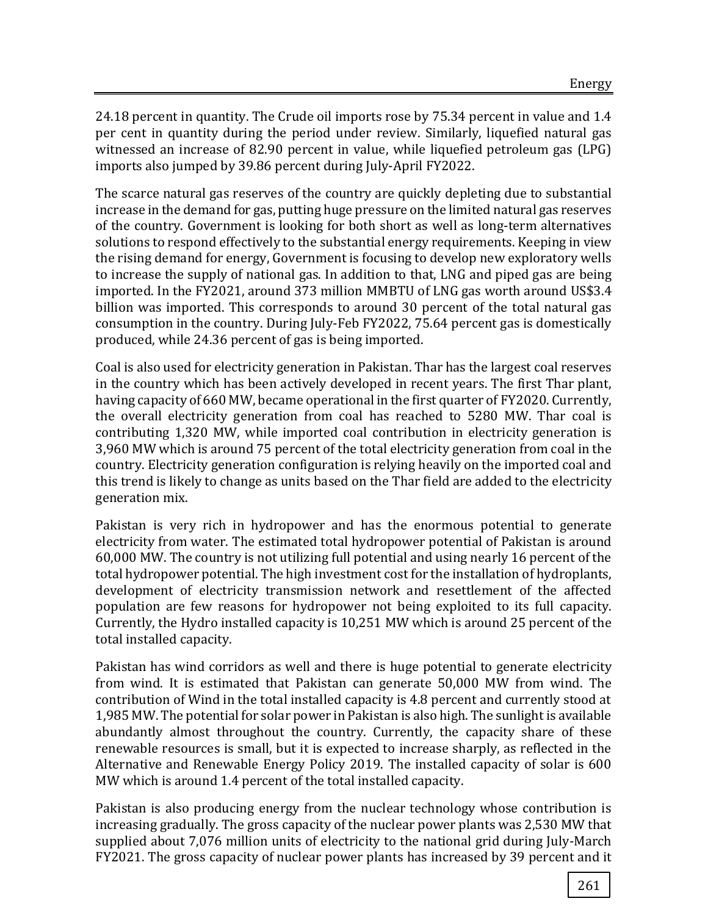24.18 percent in quantity. The Crude oil imports rose by 75.34 percent in value and 1.4 per cent in quantity during the period under review. Similarly, liquefied natural gas witnessed an increase of 82.90 percent in value, while liquefied petroleum gas (LPG) imports also jumped by 39.86 percent during July-April FY2022.

The scarce natural gas reserves of the country are quickly depleting due to substantial increase in the demand for gas, putting huge pressure on the limited natural gas reserves of the country. Government is looking for both short as well as long-term alternatives solutions to respond effectively to the substantial energy requirements. Keeping in view the rising demand for energy, Government is focusing to develop new exploratory wells to increase the supply of national gas. In addition to that, LNG and piped gas are being imported. In the FY2021, around 373 million MMBTU of LNG gas worth around US$3.4 billion was imported. This corresponds to around 30 percent of the total natural gas consumption in the country. During July-Feb FY2022, 75.64 percent gas is domestically produced, while 24.36 percent of gas is being imported.

Coal is also used for electricity generation in Pakistan. Thar has the largest coal reserves in the country which has been actively developed in recent years. The first Thar plant, having capacity of 660 MW, became operational in the first quarter of FY2020. Currently, the overall electricity generation from coal has reached to 5280 MW. Thar coal is contributing 1,320 MW, while imported coal contribution in electricity generation is 3,960 MW which is around 75 percent of the total electricity generation from coal in the country. Electricity generation configuration is relying heavily on the imported coal and this trend is likely to change as units based on the Thar field are added to the electricity generation mix.

Pakistan is very rich in hydropower and has the enormous potential to generate electricity from water. The estimated total hydropower potential of Pakistan is around 60,000 MW. The country is not utilizing full potential and using nearly 16 percent of the total hydropower potential. The high investment cost for the installation of hydroplants, development of electricity transmission network and resettlement of the affected population are few reasons for hydropower not being exploited to its full capacity. Currently, the Hydro installed capacity is 10,251 MW which is around 25 percent of the total installed capacity.

Pakistan has wind corridors as well and there is huge potential to generate electricity from wind. It is estimated that Pakistan can generate 50,000 MW from wind. The contribution of Wind in the total installed capacity is 4.8 percent and currently stood at 1,985 MW. The potential for solar power in Pakistan is also high. The sunlight is available abundantly almost throughout the country. Currently, the capacity share of these renewable resources is small, but it is expected to increase sharply, as reflected in the Alternative and Renewable Energy Policy 2019. The installed capacity of solar is 600 MW which is around 1.4 percent of the total installed capacity.

Pakistan is also producing energy from the nuclear technology whose contribution is increasing gradually. The gross capacity of the nuclear power plants was 2,530 MW that supplied about 7,076 million units of electricity to the national grid during July-March FY2021. The gross capacity of nuclear power plants has increased by 39 percent and it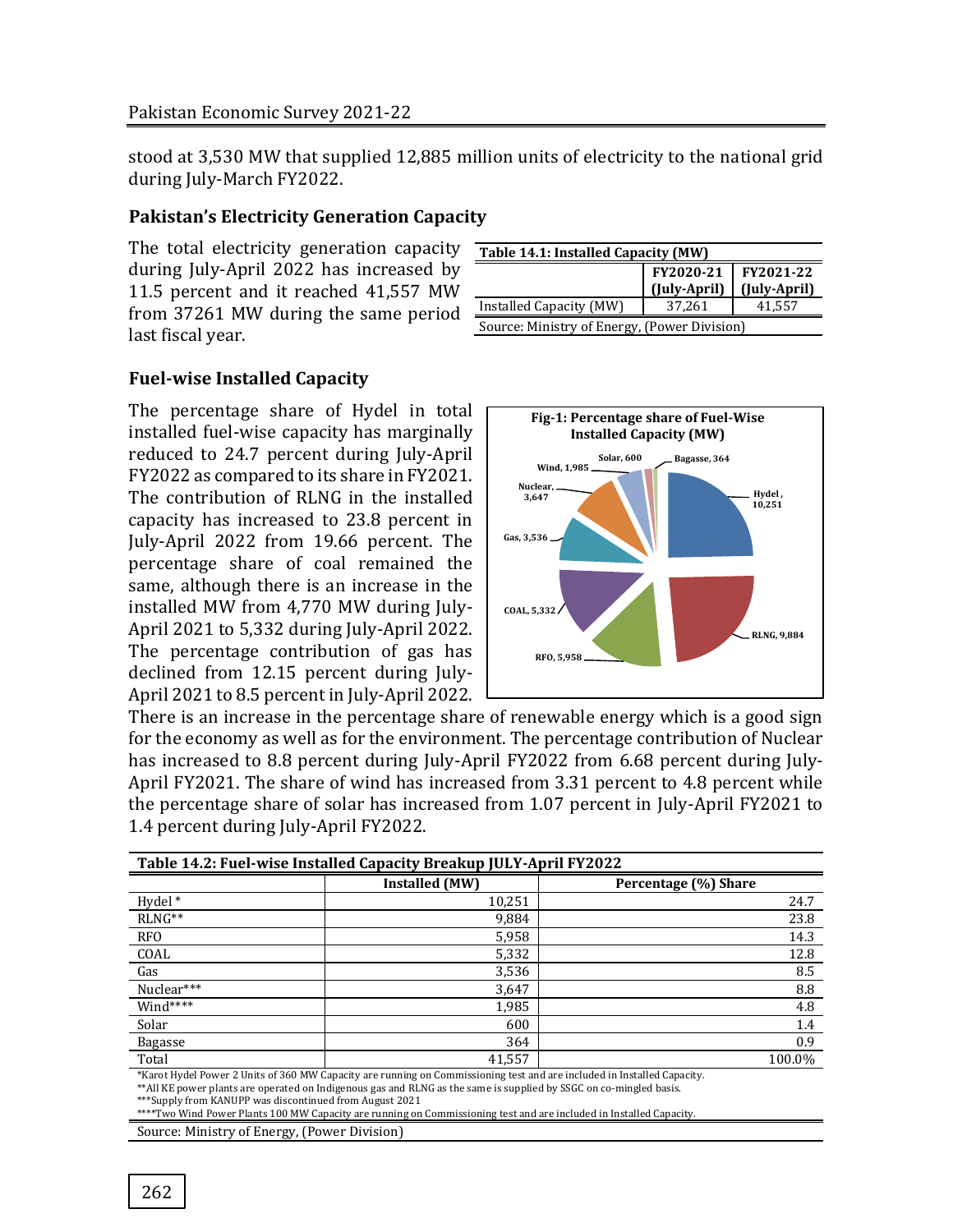stood at 3,530 MW that supplied 12,885 million units of electricity to the national grid during July-March FY2022.

### Pakistan's Electricity Generation Capacity

The total electricity generation capacity during July-April 2022 has increased by 11.5 percent and it reached 41,557 MW from 37261 MW during the same period last fiscal year.

**Table 14.1: Installed Capacity (MW)**

| | FY2020-21 (July-April) | FY2021-22 (July-April) |
|---|---|---|
| Installed Capacity (MW) | 37,261 | 41,557 |

Source: Ministry of Energy, (Power Division)

### Fuel-wise Installed Capacity

The percentage share of Hydel in total installed fuel-wise capacity has marginally reduced to 24.7 percent during July-April FY2022 as compared to its share in FY2021. The contribution of RLNG in the installed capacity has increased to 23.8 percent in July-April 2022 from 19.66 percent. The percentage share of coal remained the same, although there is an increase in the installed MW from 4,770 MW during July-April 2021 to 5,332 during July-April 2022. The percentage contribution of gas has declined from 12.15 percent during July-April 2021 to 8.5 percent in July-April 2022. There is an increase in the percentage share of renewable energy which is a good sign for the economy as well as for the environment. The percentage contribution of Nuclear has increased to 8.8 percent during July-April FY2022 from 6.68 percent during July-April FY2021. The share of wind has increased from 3.31 percent to 4.8 percent while the percentage share of solar has increased from 1.07 percent in July-April FY2021 to 1.4 percent during July-April FY2022.

**Fig-1: Percentage share of Fuel-Wise Installed Capacity (MW)**

Hydel, 10,251; RLNG, 9,884; RFO, 5,958; COAL, 5,332; Gas, 3,536; Nuclear, 3,647; Wind, 1,985; Solar, 600; Bagasse, 364

**Table 14.2: Fuel-wise Installed Capacity Breakup JULY-April FY2022**

| | Installed (MW) | Percentage (%) Share |
|---|---|---|
| Hydel * | 10,251 | 24.7 |
| RLNG** | 9,884 | 23.8 |
| RFO | 5,958 | 14.3 |
| COAL | 5,332 | 12.8 |
| Gas | 3,536 | 8.5 |
| Nuclear*** | 3,647 | 8.8 |
| Wind**** | 1,985 | 4.8 |
| Solar | 600 | 1.4 |
| Bagasse | 364 | 0.9 |
| Total | 41,557 | 100.0% |

*Karot Hydel Power 2 Units of 360 MW Capacity are running on Commissioning test and are included in Installed Capacity.
**All KE power plants are operated on Indigenous gas and RLNG as the same is supplied by SSGC on co-mingled basis.
***Supply from KANUPP was discontinued from August 2021
****Two Wind Power Plants 100 MW Capacity are running on Commissioning test and are included in Installed Capacity.

Source: Ministry of Energy, (Power Division)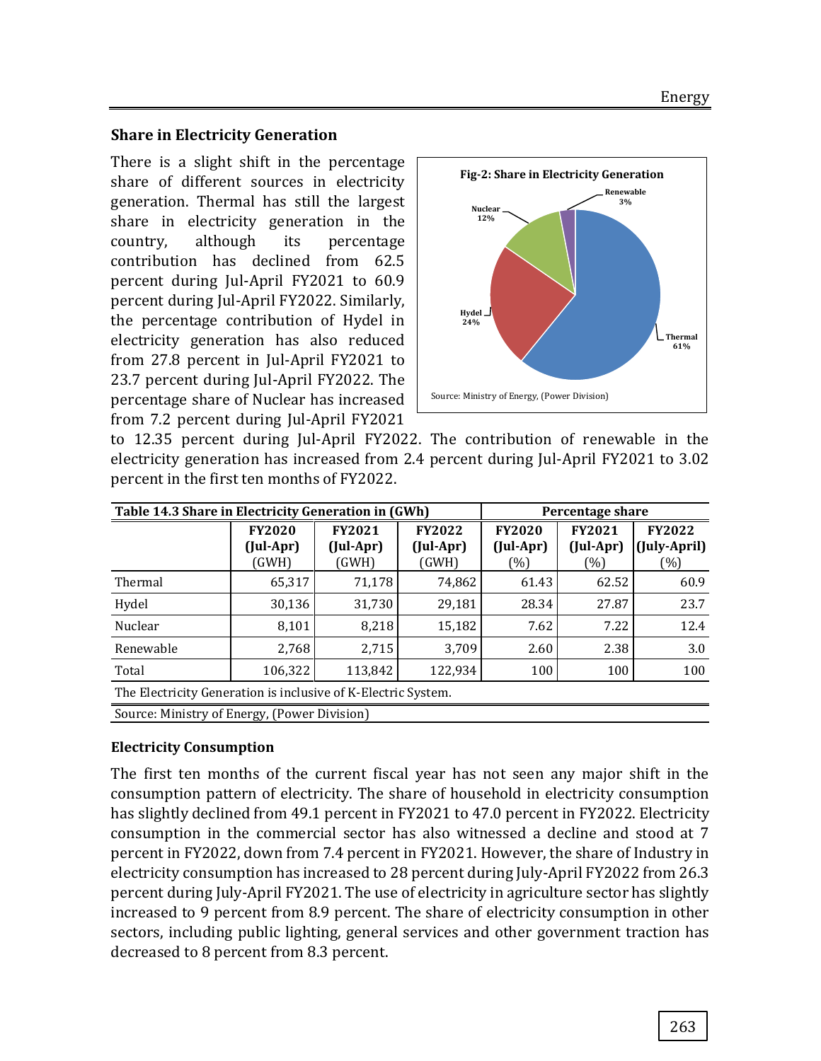## Share in Electricity Generation

There is a slight shift in the percentage share of different sources in electricity generation. Thermal has still the largest share in electricity generation in the country, although its percentage contribution has declined from 62.5 percent during Jul-April FY2021 to 60.9 percent during Jul-April FY2022. Similarly, the percentage contribution of Hydel in electricity generation has also reduced from 27.8 percent in Jul-April FY2021 to 23.7 percent during Jul-April FY2022. The percentage share of Nuclear has increased from 7.2 percent during Jul-April FY2021 to 12.35 percent during Jul-April FY2022. The contribution of renewable in the electricity generation has increased from 2.4 percent during Jul-April FY2021 to 3.02 percent in the first ten months of FY2022.

**Fig-2: Share in Electricity Generation**

Thermal 61%, Hydel 24%, Nuclear 12%, Renewable 3%

Source: Ministry of Energy, (Power Division)

| Table 14.3 Share in Electricity Generation in (GWh) | | | | Percentage share | | |
|---|---|---|---|---|---|---|
| | FY2020 (Jul-Apr) (GWH) | FY2021 (Jul-Apr) (GWH) | FY2022 (Jul-Apr) (GWH) | FY2020 (Jul-Apr) (%) | FY2021 (Jul-Apr) (%) | FY2022 (July-April) (%) |
| Thermal | 65,317 | 71,178 | 74,862 | 61.43 | 62.52 | 60.9 |
| Hydel | 30,136 | 31,730 | 29,181 | 28.34 | 27.87 | 23.7 |
| Nuclear | 8,101 | 8,218 | 15,182 | 7.62 | 7.22 | 12.4 |
| Renewable | 2,768 | 2,715 | 3,709 | 2.60 | 2.38 | 3.0 |
| Total | 106,322 | 113,842 | 122,934 | 100 | 100 | 100 |

The Electricity Generation is inclusive of K-Electric System.

Source: Ministry of Energy, (Power Division)

## Electricity Consumption

The first ten months of the current fiscal year has not seen any major shift in the consumption pattern of electricity. The share of household in electricity consumption has slightly declined from 49.1 percent in FY2021 to 47.0 percent in FY2022. Electricity consumption in the commercial sector has also witnessed a decline and stood at 7 percent in FY2022, down from 7.4 percent in FY2021. However, the share of Industry in electricity consumption has increased to 28 percent during July-April FY2022 from 26.3 percent during July-April FY2021. The use of electricity in agriculture sector has slightly increased to 9 percent from 8.9 percent. The share of electricity consumption in other sectors, including public lighting, general services and other government traction has decreased to 8 percent from 8.3 percent.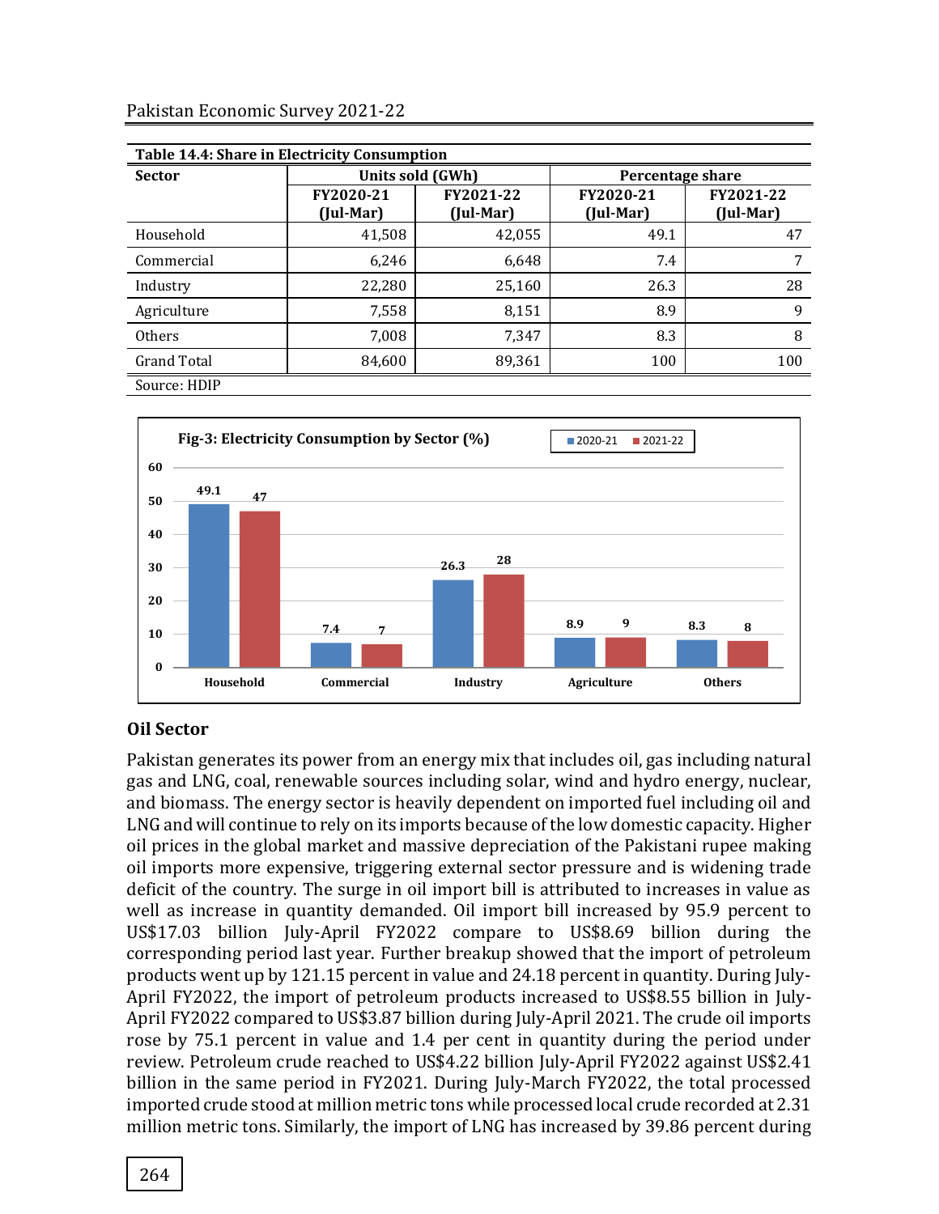**Table 14.4: Share in Electricity Consumption**

| Sector | Units sold (GWh) | | Percentage share | |
|---|---|---|---|---|
| | FY2020-21 (Jul-Mar) | FY2021-22 (Jul-Mar) | FY2020-21 (Jul-Mar) | FY2021-22 (Jul-Mar) |
| Household | 41,508 | 42,055 | 49.1 | 47 |
| Commercial | 6,246 | 6,648 | 7.4 | 7 |
| Industry | 22,280 | 25,160 | 26.3 | 28 |
| Agriculture | 7,558 | 8,151 | 8.9 | 9 |
| Others | 7,008 | 7,347 | 8.3 | 8 |
| Grand Total | 84,600 | 89,361 | 100 | 100 |

Source: HDIP

**Fig-3: Electricity Consumption by Sector (%)**

| Sector | 2020-21 | 2021-22 |
|---|---|---|
| Household | 49.1 | 47 |
| Commercial | 7.4 | 7 |
| Industry | 26.3 | 28 |
| Agriculture | 8.9 | 9 |
| Others | 8.3 | 8 |

## Oil Sector

Pakistan generates its power from an energy mix that includes oil, gas including natural gas and LNG, coal, renewable sources including solar, wind and hydro energy, nuclear, and biomass. The energy sector is heavily dependent on imported fuel including oil and LNG and will continue to rely on its imports because of the low domestic capacity. Higher oil prices in the global market and massive depreciation of the Pakistani rupee making oil imports more expensive, triggering external sector pressure and is widening trade deficit of the country. The surge in oil import bill is attributed to increases in value as well as increase in quantity demanded. Oil import bill increased by 95.9 percent to US$17.03 billion July-April FY2022 compare to US$8.69 billion during the corresponding period last year. Further breakup showed that the import of petroleum products went up by 121.15 percent in value and 24.18 percent in quantity. During July-April FY2022, the import of petroleum products increased to US$8.55 billion in July-April FY2022 compared to US$3.87 billion during July-April 2021. The crude oil imports rose by 75.1 percent in value and 1.4 per cent in quantity during the period under review. Petroleum crude reached to US$4.22 billion July-April FY2022 against US$2.41 billion in the same period in FY2021. During July-March FY2022, the total processed imported crude stood at million metric tons while processed local crude recorded at 2.31 million metric tons. Similarly, the import of LNG has increased by 39.86 percent during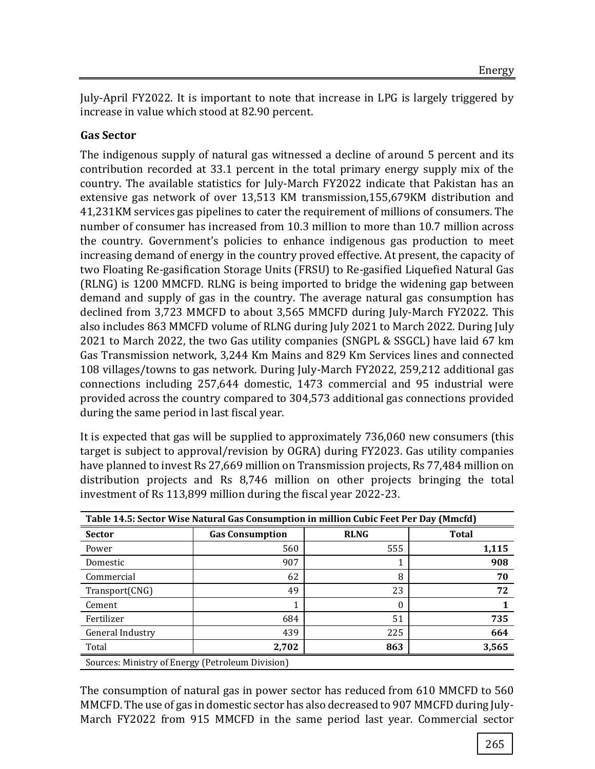July-April FY2022. It is important to note that increase in LPG is largely triggered by increase in value which stood at 82.90 percent.

### Gas Sector

The indigenous supply of natural gas witnessed a decline of around 5 percent and its contribution recorded at 33.1 percent in the total primary energy supply mix of the country. The available statistics for July-March FY2022 indicate that Pakistan has an extensive gas network of over 13,513 KM transmission,155,679KM distribution and 41,231KM services gas pipelines to cater the requirement of millions of consumers. The number of consumer has increased from 10.3 million to more than 10.7 million across the country. Government's policies to enhance indigenous gas production to meet increasing demand of energy in the country proved effective. At present, the capacity of two Floating Re-gasification Storage Units (FRSU) to Re-gasified Liquefied Natural Gas (RLNG) is 1200 MMCFD. RLNG is being imported to bridge the widening gap between demand and supply of gas in the country. The average natural gas consumption has declined from 3,723 MMCFD to about 3,565 MMCFD during July-March FY2022. This also includes 863 MMCFD volume of RLNG during July 2021 to March 2022. During July 2021 to March 2022, the two Gas utility companies (SNGPL & SSGCL) have laid 67 km Gas Transmission network, 3,244 Km Mains and 829 Km Services lines and connected 108 villages/towns to gas network. During July-March FY2022, 259,212 additional gas connections including 257,644 domestic, 1473 commercial and 95 industrial were provided across the country compared to 304,573 additional gas connections provided during the same period in last fiscal year.

It is expected that gas will be supplied to approximately 736,060 new consumers (this target is subject to approval/revision by OGRA) during FY2023. Gas utility companies have planned to invest Rs 27,669 million on Transmission projects, Rs 77,484 million on distribution projects and Rs 8,746 million on other projects bringing the total investment of Rs 113,899 million during the fiscal year 2022-23.

**Table 14.5: Sector Wise Natural Gas Consumption in million Cubic Feet Per Day (Mmcfd)**

| Sector | Gas Consumption | RLNG | Total |
|---|---|---|---|
| Power | 560 | 555 | **1,115** |
| Domestic | 907 | 1 | **908** |
| Commercial | 62 | 8 | **70** |
| Transport(CNG) | 49 | 23 | **72** |
| Cement | 1 | 0 | **1** |
| Fertilizer | 684 | 51 | **735** |
| General Industry | 439 | 225 | **664** |
| Total | **2,702** | **863** | **3,565** |

Sources: Ministry of Energy (Petroleum Division)

The consumption of natural gas in power sector has reduced from 610 MMCFD to 560 MMCFD. The use of gas in domestic sector has also decreased to 907 MMCFD during July-March FY2022 from 915 MMCFD in the same period last year. Commercial sector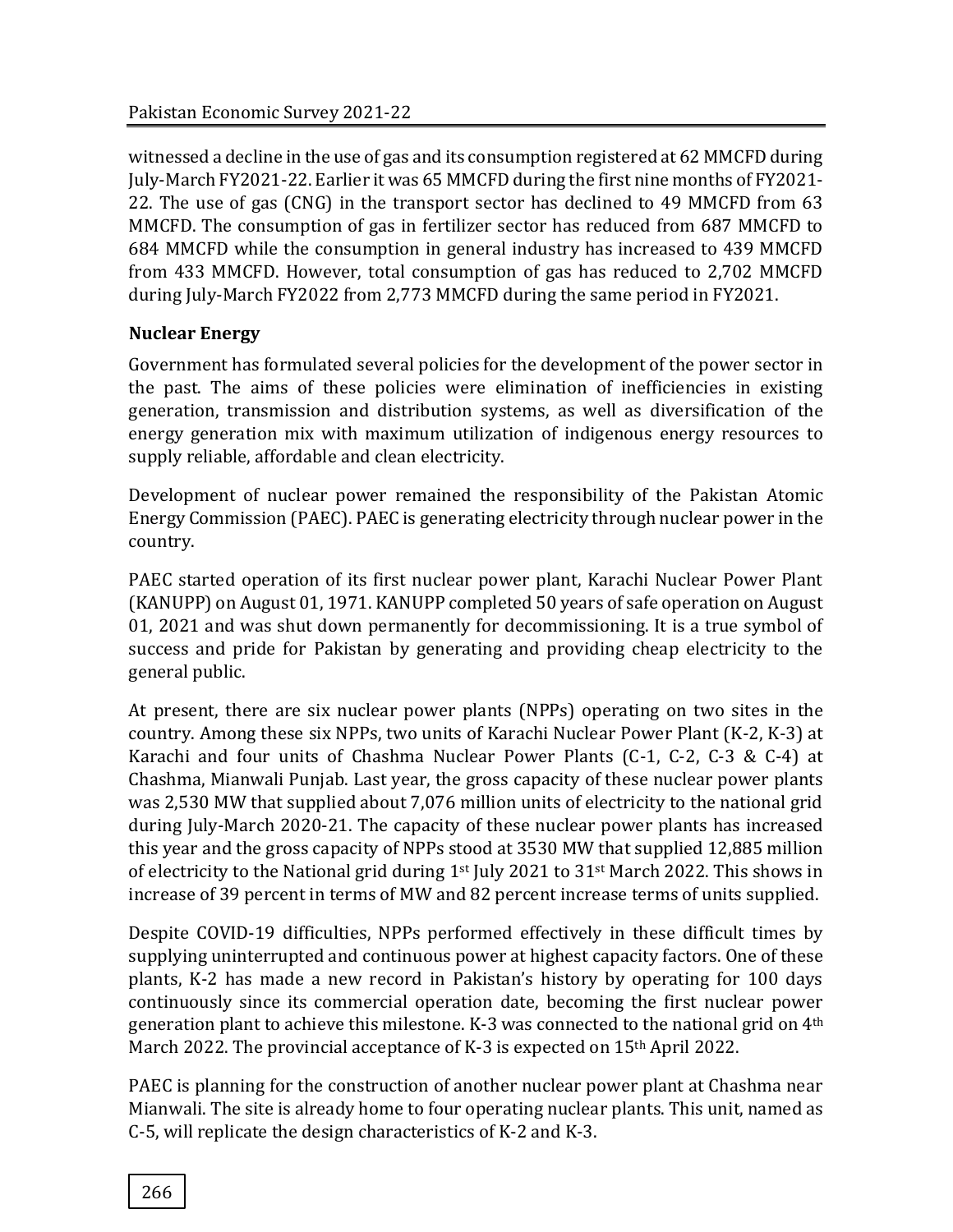witnessed a decline in the use of gas and its consumption registered at 62 MMCFD during July-March FY2021-22. Earlier it was 65 MMCFD during the first nine months of FY2021-22. The use of gas (CNG) in the transport sector has declined to 49 MMCFD from 63 MMCFD. The consumption of gas in fertilizer sector has reduced from 687 MMCFD to 684 MMCFD while the consumption in general industry has increased to 439 MMCFD from 433 MMCFD. However, total consumption of gas has reduced to 2,702 MMCFD during July-March FY2022 from 2,773 MMCFD during the same period in FY2021.

### Nuclear Energy

Government has formulated several policies for the development of the power sector in the past. The aims of these policies were elimination of inefficiencies in existing generation, transmission and distribution systems, as well as diversification of the energy generation mix with maximum utilization of indigenous energy resources to supply reliable, affordable and clean electricity.

Development of nuclear power remained the responsibility of the Pakistan Atomic Energy Commission (PAEC). PAEC is generating electricity through nuclear power in the country.

PAEC started operation of its first nuclear power plant, Karachi Nuclear Power Plant (KANUPP) on August 01, 1971. KANUPP completed 50 years of safe operation on August 01, 2021 and was shut down permanently for decommissioning. It is a true symbol of success and pride for Pakistan by generating and providing cheap electricity to the general public.

At present, there are six nuclear power plants (NPPs) operating on two sites in the country. Among these six NPPs, two units of Karachi Nuclear Power Plant (K-2, K-3) at Karachi and four units of Chashma Nuclear Power Plants (C-1, C-2, C-3 & C-4) at Chashma, Mianwali Punjab. Last year, the gross capacity of these nuclear power plants was 2,530 MW that supplied about 7,076 million units of electricity to the national grid during July-March 2020-21. The capacity of these nuclear power plants has increased this year and the gross capacity of NPPs stood at 3530 MW that supplied 12,885 million of electricity to the National grid during 1st July 2021 to 31st March 2022. This shows in increase of 39 percent in terms of MW and 82 percent increase terms of units supplied.

Despite COVID-19 difficulties, NPPs performed effectively in these difficult times by supplying uninterrupted and continuous power at highest capacity factors. One of these plants, K-2 has made a new record in Pakistan's history by operating for 100 days continuously since its commercial operation date, becoming the first nuclear power generation plant to achieve this milestone. K-3 was connected to the national grid on 4th March 2022. The provincial acceptance of K-3 is expected on 15th April 2022.

PAEC is planning for the construction of another nuclear power plant at Chashma near Mianwali. The site is already home to four operating nuclear plants. This unit, named as C-5, will replicate the design characteristics of K-2 and K-3.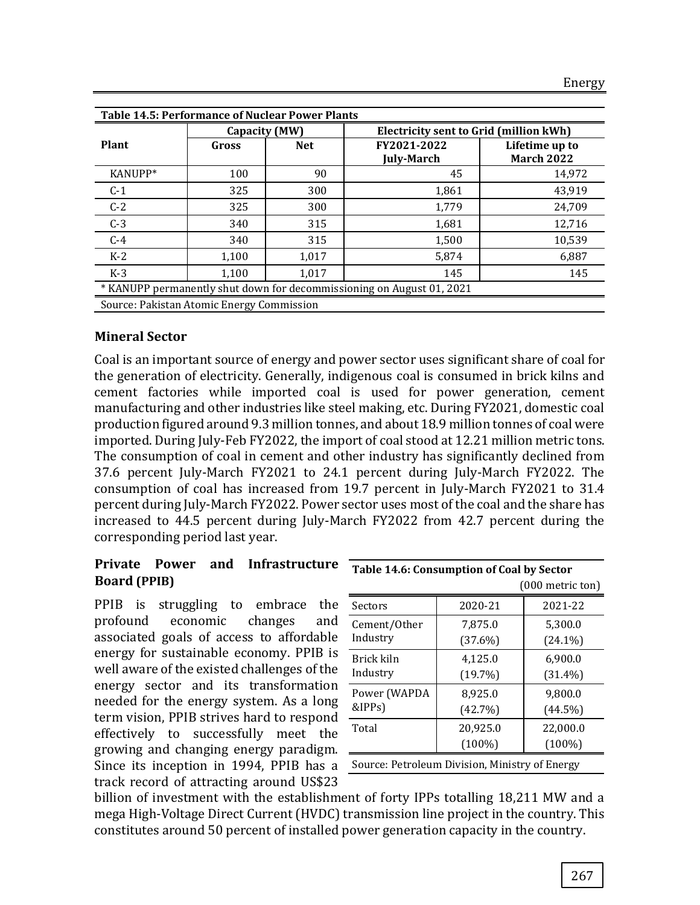**Table 14.5: Performance of Nuclear Power Plants**

| Plant | Capacity (MW) | | Electricity sent to Grid (million kWh) | |
|---|---|---|---|---|
| | Gross | Net | FY2021-2022 July-March | Lifetime up to March 2022 |
| KANUPP* | 100 | 90 | 45 | 14,972 |
| C-1 | 325 | 300 | 1,861 | 43,919 |
| C-2 | 325 | 300 | 1,779 | 24,709 |
| C-3 | 340 | 315 | 1,681 | 12,716 |
| C-4 | 340 | 315 | 1,500 | 10,539 |
| K-2 | 1,100 | 1,017 | 5,874 | 6,887 |
| K-3 | 1,100 | 1,017 | 145 | 145 |

* KANUPP permanently shut down for decommissioning on August 01, 2021

Source: Pakistan Atomic Energy Commission

## Mineral Sector

Coal is an important source of energy and power sector uses significant share of coal for the generation of electricity. Generally, indigenous coal is consumed in brick kilns and cement factories while imported coal is used for power generation, cement manufacturing and other industries like steel making, etc. During FY2021, domestic coal production figured around 9.3 million tonnes, and about 18.9 million tonnes of coal were imported. During July-Feb FY2022, the import of coal stood at 12.21 million metric tons. The consumption of coal in cement and other industry has significantly declined from 37.6 percent July-March FY2021 to 24.1 percent during July-March FY2022. The consumption of coal has increased from 19.7 percent in July-March FY2021 to 31.4 percent during July-March FY2022. Power sector uses most of the coal and the share has increased to 44.5 percent during July-March FY2022 from 42.7 percent during the corresponding period last year.

## Private Power and Infrastructure Board (PPIB)

PPIB is struggling to embrace the profound economic changes and associated goals of access to affordable energy for sustainable economy. PPIB is well aware of the existed challenges of the energy sector and its transformation needed for the energy system. As a long term vision, PPIB strives hard to respond effectively to successfully meet the growing and changing energy paradigm. Since its inception in 1994, PPIB has a track record of attracting around US$23 billion of investment with the establishment of forty IPPs totalling 18,211 MW and a mega High-Voltage Direct Current (HVDC) transmission line project in the country. This constitutes around 50 percent of installed power generation capacity in the country.

**Table 14.6: Consumption of Coal by Sector**

(000 metric ton)

| Sectors | 2020-21 | 2021-22 |
|---|---|---|
| Cement/Other Industry | 7,875.0 (37.6%) | 5,300.0 (24.1%) |
| Brick kiln Industry | 4,125.0 (19.7%) | 6,900.0 (31.4%) |
| Power (WAPDA &IPPs) | 8,925.0 (42.7%) | 9,800.0 (44.5%) |
| Total | 20,925.0 (100%) | 22,000.0 (100%) |

Source: Petroleum Division, Ministry of Energy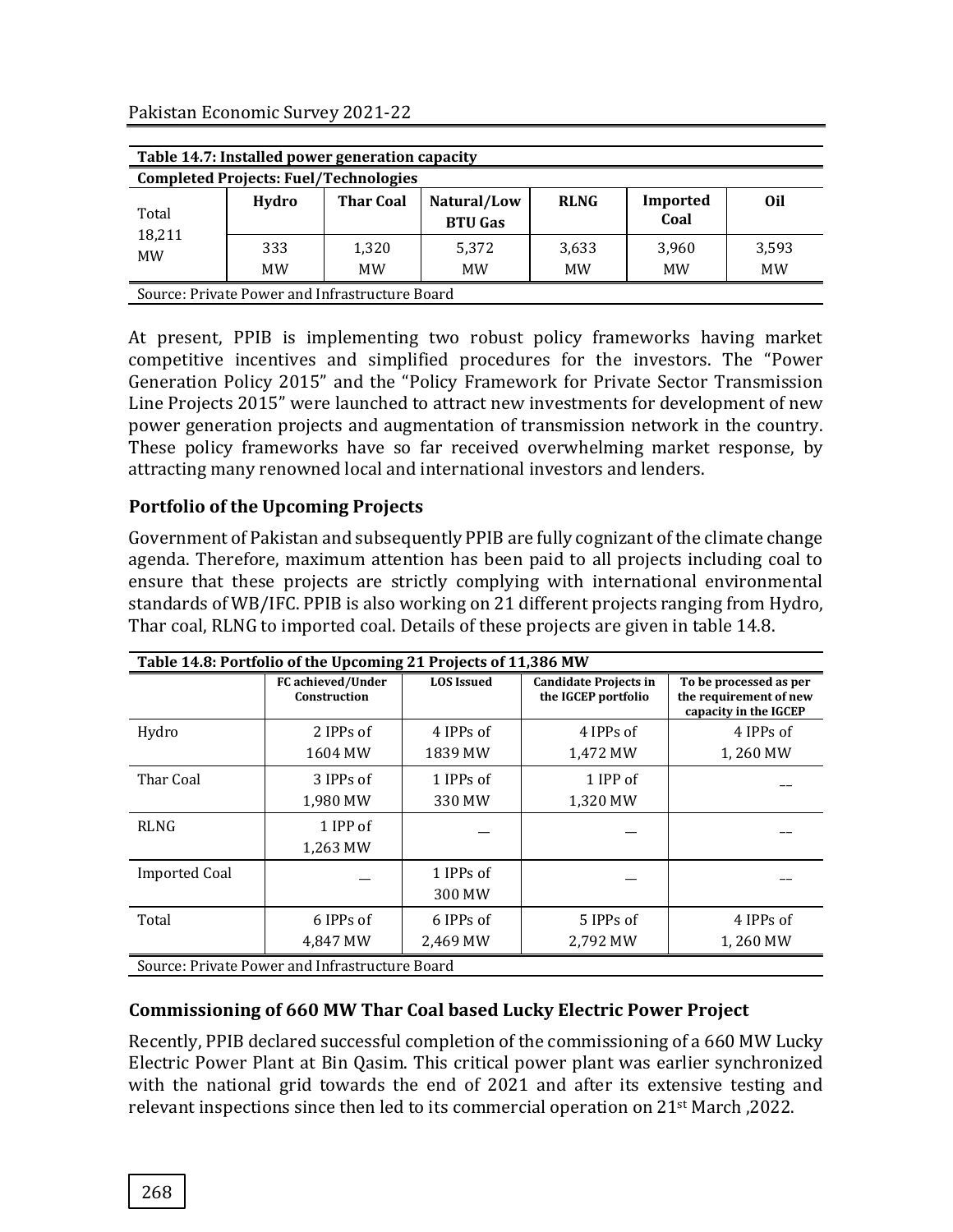**Table 14.7: Installed power generation capacity**

**Completed Projects: Fuel/Technologies**

| Total | Hydro | Thar Coal | Natural/Low BTU Gas | RLNG | Imported Coal | Oil |
|---|---|---|---|---|---|---|
| 18,211 MW | 333 MW | 1,320 MW | 5,372 MW | 3,633 MW | 3,960 MW | 3,593 MW |

Source: Private Power and Infrastructure Board

At present, PPIB is implementing two robust policy frameworks having market competitive incentives and simplified procedures for the investors. The "Power Generation Policy 2015" and the "Policy Framework for Private Sector Transmission Line Projects 2015" were launched to attract new investments for development of new power generation projects and augmentation of transmission network in the country. These policy frameworks have so far received overwhelming market response, by attracting many renowned local and international investors and lenders.

### Portfolio of the Upcoming Projects

Government of Pakistan and subsequently PPIB are fully cognizant of the climate change agenda. Therefore, maximum attention has been paid to all projects including coal to ensure that these projects are strictly complying with international environmental standards of WB/IFC. PPIB is also working on 21 different projects ranging from Hydro, Thar coal, RLNG to imported coal. Details of these projects are given in table 14.8.

**Table 14.8: Portfolio of the Upcoming 21 Projects of 11,386 MW**

| | FC achieved/Under Construction | LOS Issued | Candidate Projects in the IGCEP portfolio | To be processed as per the requirement of new capacity in the IGCEP |
|---|---|---|---|---|
| Hydro | 2 IPPs of 1604 MW | 4 IPPs of 1839 MW | 4 IPPs of 1,472 MW | 4 IPPs of 1, 260 MW |
| Thar Coal | 3 IPPs of 1,980 MW | 1 IPPs of 330 MW | 1 IPP of 1,320 MW | -- |
| RLNG | 1 IPP of 1,263 MW | __ | __ | -- |
| Imported Coal | __ | 1 IPPs of 300 MW | __ | -- |
| Total | 6 IPPs of 4,847 MW | 6 IPPs of 2,469 MW | 5 IPPs of 2,792 MW | 4 IPPs of 1, 260 MW |

Source: Private Power and Infrastructure Board

### Commissioning of 660 MW Thar Coal based Lucky Electric Power Project

Recently, PPIB declared successful completion of the commissioning of a 660 MW Lucky Electric Power Plant at Bin Qasim. This critical power plant was earlier synchronized with the national grid towards the end of 2021 and after its extensive testing and relevant inspections since then led to its commercial operation on 21st March ,2022.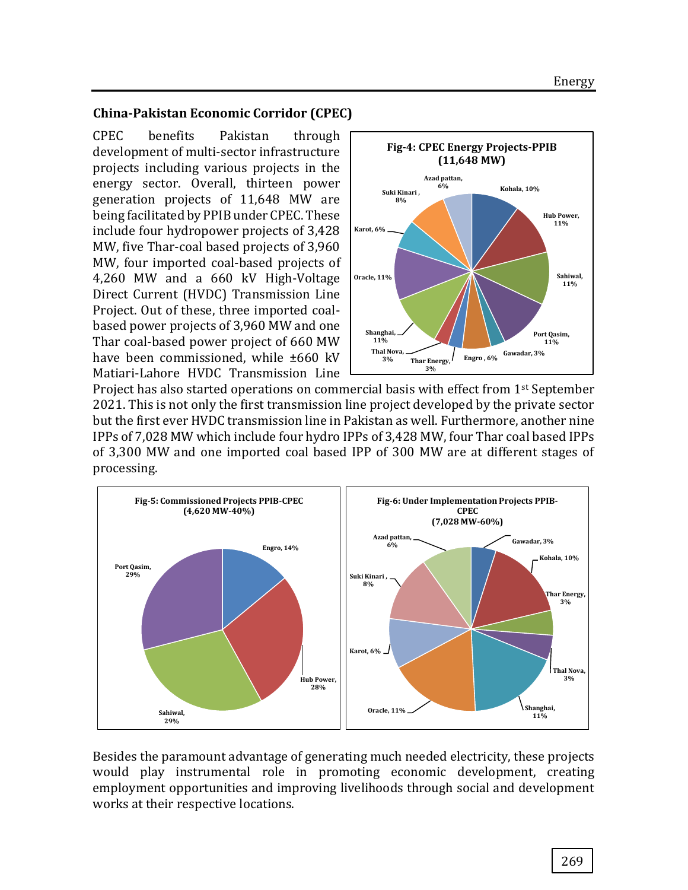## China-Pakistan Economic Corridor (CPEC)

CPEC benefits Pakistan through development of multi-sector infrastructure projects including various projects in the energy sector. Overall, thirteen power generation projects of 11,648 MW are being facilitated by PPIB under CPEC. These include four hydropower projects of 3,428 MW, five Thar-coal based projects of 3,960 MW, four imported coal-based projects of 4,260 MW and a 660 kV High-Voltage Direct Current (HVDC) Transmission Line Project. Out of these, three imported coal-based power projects of 3,960 MW and one Thar coal-based power project of 660 MW have been commissioned, while ±660 kV Matiari-Lahore HVDC Transmission Line Project has also started operations on commercial basis with effect from 1st September 2021. This is not only the first transmission line project developed by the private sector but the first ever HVDC transmission line in Pakistan as well. Furthermore, another nine IPPs of 7,028 MW which include four hydro IPPs of 3,428 MW, four Thar coal based IPPs of 3,300 MW and one imported coal based IPP of 300 MW are at different stages of processing.

**Fig-4: CPEC Energy Projects-PPIB (11,648 MW)**

Kohala, 10%; Hub Power, 11%; Sahiwal, 11%; Port Qasim, 11%; Gawadar, 3%; Engro, 6%; Thar Energy, 3%; Thal Nova, 3%; Shanghai, 11%; Oracle, 11%; Karot, 6%; Suki Kinari, 8%; Azad pattan, 6%

**Fig-5: Commissioned Projects PPIB-CPEC (4,620 MW-40%)**

Engro, 14%; Hub Power, 28%; Sahiwal, 29%; Port Qasim, 29%

**Fig-6: Under Implementation Projects PPIB-CPEC (7,028 MW-60%)**

Gawadar, 3%; Kohala, 10%; Thar Energy, 3%; Thal Nova, 3%; Shanghai, 11%; Oracle, 11%; Karot, 6%; Suki Kinari, 8%; Azad pattan, 6%

Besides the paramount advantage of generating much needed electricity, these projects would play instrumental role in promoting economic development, creating employment opportunities and improving livelihoods through social and development works at their respective locations.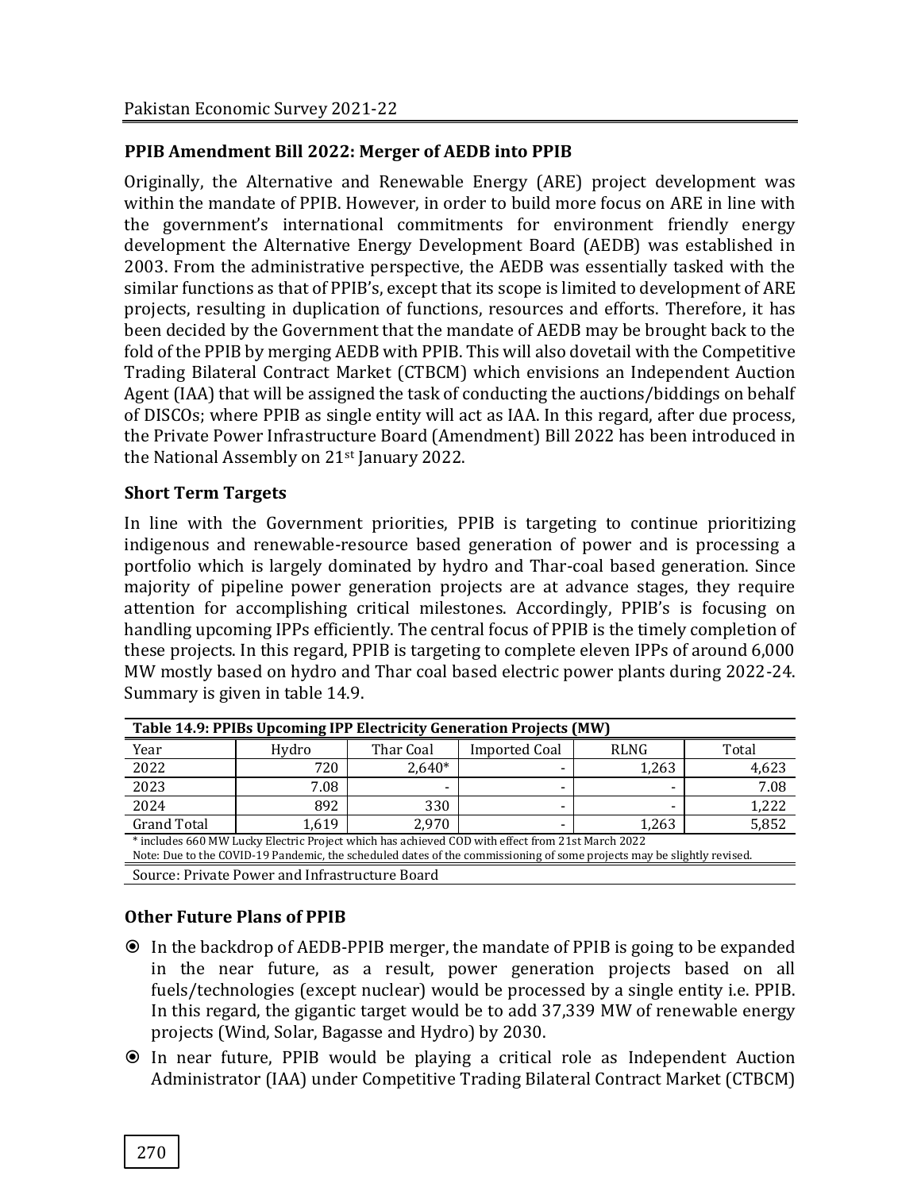### PPIB Amendment Bill 2022: Merger of AEDB into PPIB

Originally, the Alternative and Renewable Energy (ARE) project development was within the mandate of PPIB. However, in order to build more focus on ARE in line with the government's international commitments for environment friendly energy development the Alternative Energy Development Board (AEDB) was established in 2003. From the administrative perspective, the AEDB was essentially tasked with the similar functions as that of PPIB's, except that its scope is limited to development of ARE projects, resulting in duplication of functions, resources and efforts. Therefore, it has been decided by the Government that the mandate of AEDB may be brought back to the fold of the PPIB by merging AEDB with PPIB. This will also dovetail with the Competitive Trading Bilateral Contract Market (CTBCM) which envisions an Independent Auction Agent (IAA) that will be assigned the task of conducting the auctions/biddings on behalf of DISCOs; where PPIB as single entity will act as IAA. In this regard, after due process, the Private Power Infrastructure Board (Amendment) Bill 2022 has been introduced in the National Assembly on 21st January 2022.

### Short Term Targets

In line with the Government priorities, PPIB is targeting to continue prioritizing indigenous and renewable-resource based generation of power and is processing a portfolio which is largely dominated by hydro and Thar-coal based generation. Since majority of pipeline power generation projects are at advance stages, they require attention for accomplishing critical milestones. Accordingly, PPIB's is focusing on handling upcoming IPPs efficiently. The central focus of PPIB is the timely completion of these projects. In this regard, PPIB is targeting to complete eleven IPPs of around 6,000 MW mostly based on hydro and Thar coal based electric power plants during 2022-24. Summary is given in table 14.9.

**Table 14.9: PPIBs Upcoming IPP Electricity Generation Projects (MW)**

| Year | Hydro | Thar Coal | Imported Coal | RLNG | Total |
|---|---|---|---|---|---|
| 2022 | 720 | 2,640* | - | 1,263 | 4,623 |
| 2023 | 7.08 | - | - | - | 7.08 |
| 2024 | 892 | 330 | - | - | 1,222 |
| Grand Total | 1,619 | 2,970 | - | 1,263 | 5,852 |

\* includes 660 MW Lucky Electric Project which has achieved COD with effect from 21st March 2022

Note: Due to the COVID-19 Pandemic, the scheduled dates of the commissioning of some projects may be slightly revised.

Source: Private Power and Infrastructure Board

### Other Future Plans of PPIB

- In the backdrop of AEDB-PPIB merger, the mandate of PPIB is going to be expanded in the near future, as a result, power generation projects based on all fuels/technologies (except nuclear) would be processed by a single entity i.e. PPIB. In this regard, the gigantic target would be to add 37,339 MW of renewable energy projects (Wind, Solar, Bagasse and Hydro) by 2030.
- In near future, PPIB would be playing a critical role as Independent Auction Administrator (IAA) under Competitive Trading Bilateral Contract Market (CTBCM)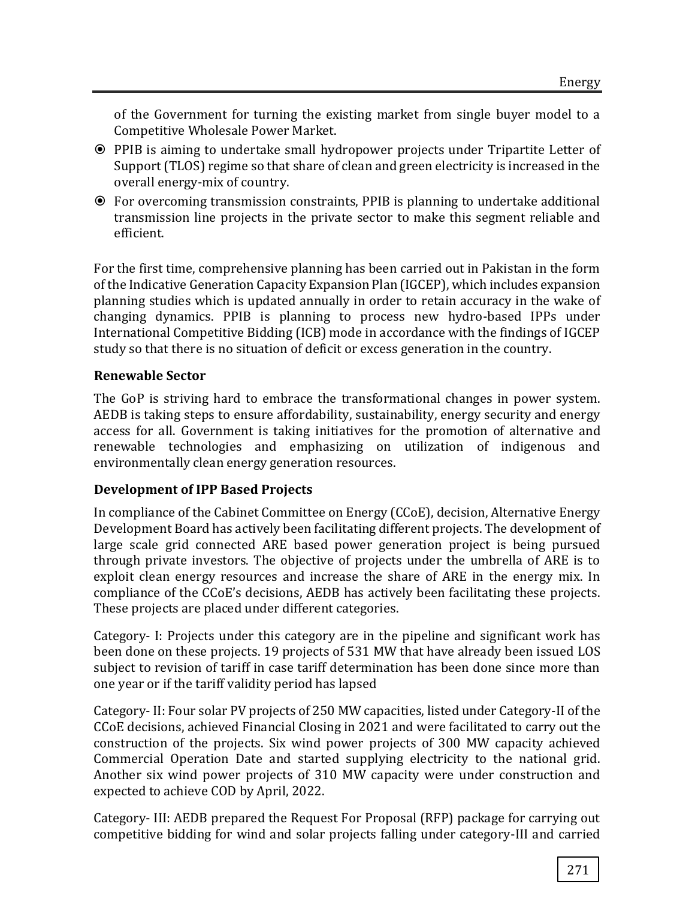of the Government for turning the existing market from single buyer model to a Competitive Wholesale Power Market.

- PPIB is aiming to undertake small hydropower projects under Tripartite Letter of Support (TLOS) regime so that share of clean and green electricity is increased in the overall energy-mix of country.
- For overcoming transmission constraints, PPIB is planning to undertake additional transmission line projects in the private sector to make this segment reliable and efficient.

For the first time, comprehensive planning has been carried out in Pakistan in the form of the Indicative Generation Capacity Expansion Plan (IGCEP), which includes expansion planning studies which is updated annually in order to retain accuracy in the wake of changing dynamics. PPIB is planning to process new hydro-based IPPs under International Competitive Bidding (ICB) mode in accordance with the findings of IGCEP study so that there is no situation of deficit or excess generation in the country.

### Renewable Sector

The GoP is striving hard to embrace the transformational changes in power system. AEDB is taking steps to ensure affordability, sustainability, energy security and energy access for all. Government is taking initiatives for the promotion of alternative and renewable technologies and emphasizing on utilization of indigenous and environmentally clean energy generation resources.

### Development of IPP Based Projects

In compliance of the Cabinet Committee on Energy (CCoE), decision, Alternative Energy Development Board has actively been facilitating different projects. The development of large scale grid connected ARE based power generation project is being pursued through private investors. The objective of projects under the umbrella of ARE is to exploit clean energy resources and increase the share of ARE in the energy mix. In compliance of the CCoE's decisions, AEDB has actively been facilitating these projects. These projects are placed under different categories.

Category- I: Projects under this category are in the pipeline and significant work has been done on these projects. 19 projects of 531 MW that have already been issued LOS subject to revision of tariff in case tariff determination has been done since more than one year or if the tariff validity period has lapsed

Category- II: Four solar PV projects of 250 MW capacities, listed under Category-II of the CCoE decisions, achieved Financial Closing in 2021 and were facilitated to carry out the construction of the projects. Six wind power projects of 300 MW capacity achieved Commercial Operation Date and started supplying electricity to the national grid. Another six wind power projects of 310 MW capacity were under construction and expected to achieve COD by April, 2022.

Category- III: AEDB prepared the Request For Proposal (RFP) package for carrying out competitive bidding for wind and solar projects falling under category-III and carried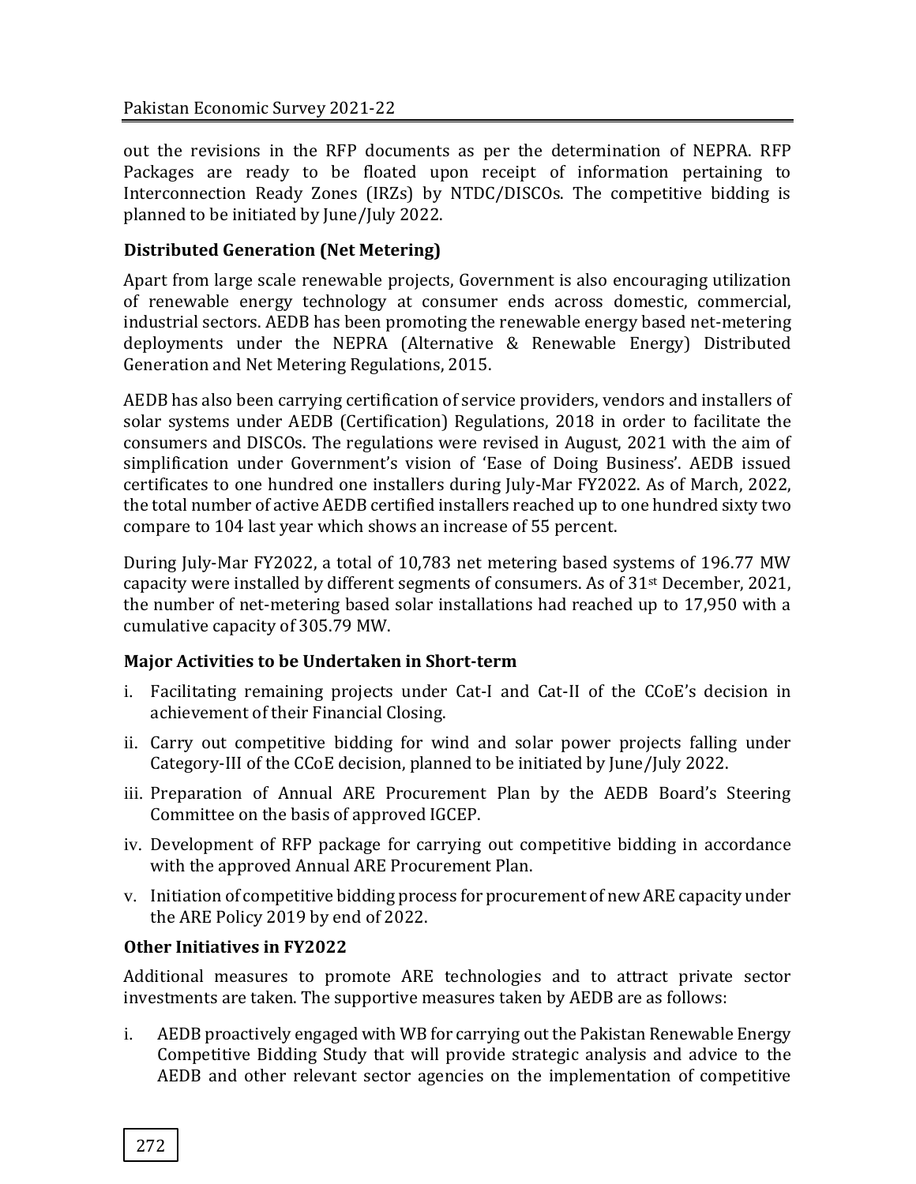out the revisions in the RFP documents as per the determination of NEPRA. RFP Packages are ready to be floated upon receipt of information pertaining to Interconnection Ready Zones (IRZs) by NTDC/DISCOs. The competitive bidding is planned to be initiated by June/July 2022.

### Distributed Generation (Net Metering)

Apart from large scale renewable projects, Government is also encouraging utilization of renewable energy technology at consumer ends across domestic, commercial, industrial sectors. AEDB has been promoting the renewable energy based net-metering deployments under the NEPRA (Alternative & Renewable Energy) Distributed Generation and Net Metering Regulations, 2015.

AEDB has also been carrying certification of service providers, vendors and installers of solar systems under AEDB (Certification) Regulations, 2018 in order to facilitate the consumers and DISCOs. The regulations were revised in August, 2021 with the aim of simplification under Government's vision of 'Ease of Doing Business'. AEDB issued certificates to one hundred one installers during July-Mar FY2022. As of March, 2022, the total number of active AEDB certified installers reached up to one hundred sixty two compare to 104 last year which shows an increase of 55 percent.

During July-Mar FY2022, a total of 10,783 net metering based systems of 196.77 MW capacity were installed by different segments of consumers. As of 31st December, 2021, the number of net-metering based solar installations had reached up to 17,950 with a cumulative capacity of 305.79 MW.

### Major Activities to be Undertaken in Short-term

i. Facilitating remaining projects under Cat-I and Cat-II of the CCoE's decision in achievement of their Financial Closing.
ii. Carry out competitive bidding for wind and solar power projects falling under Category-III of the CCoE decision, planned to be initiated by June/July 2022.
iii. Preparation of Annual ARE Procurement Plan by the AEDB Board's Steering Committee on the basis of approved IGCEP.
iv. Development of RFP package for carrying out competitive bidding in accordance with the approved Annual ARE Procurement Plan.
v. Initiation of competitive bidding process for procurement of new ARE capacity under the ARE Policy 2019 by end of 2022.

### Other Initiatives in FY2022

Additional measures to promote ARE technologies and to attract private sector investments are taken. The supportive measures taken by AEDB are as follows:

i. AEDB proactively engaged with WB for carrying out the Pakistan Renewable Energy Competitive Bidding Study that will provide strategic analysis and advice to the AEDB and other relevant sector agencies on the implementation of competitive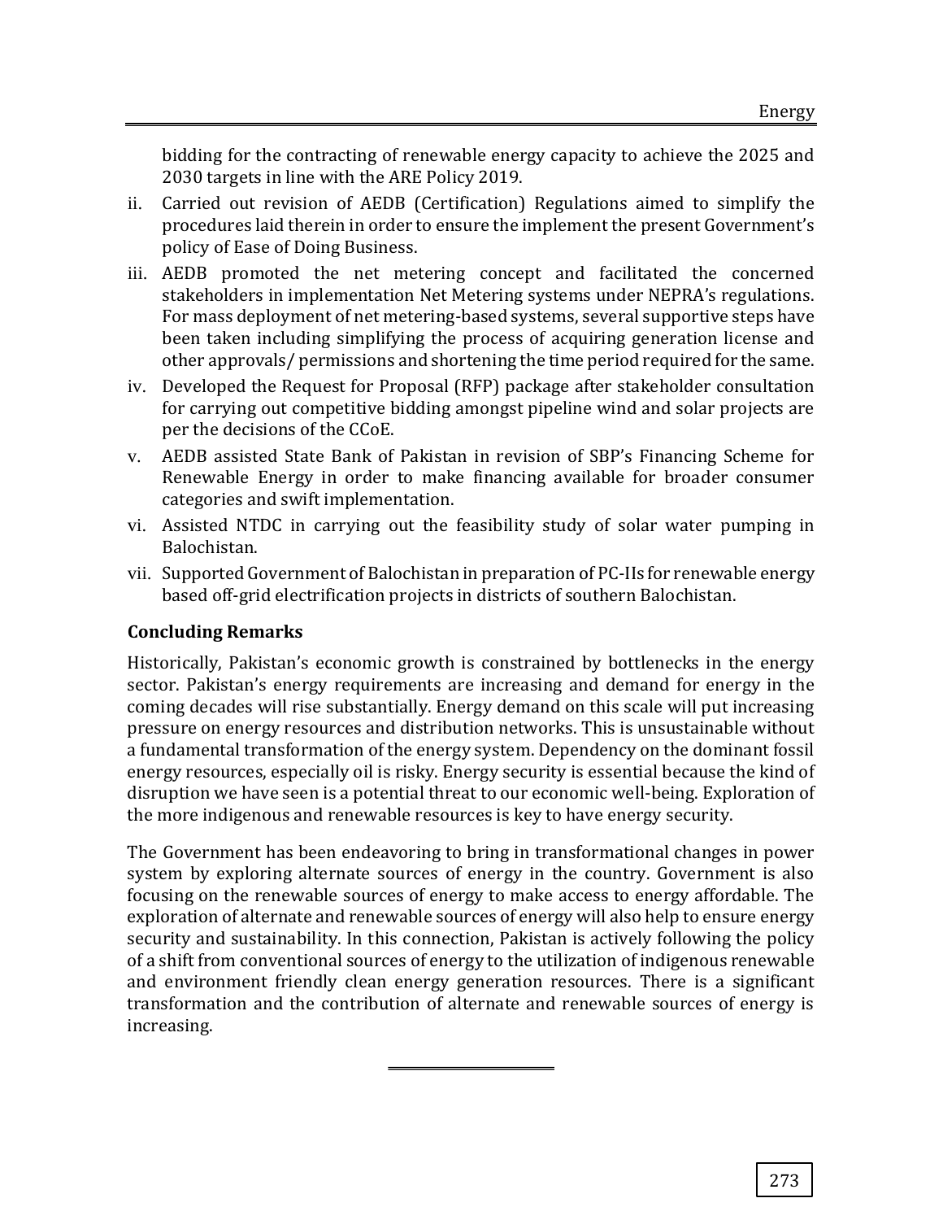bidding for the contracting of renewable energy capacity to achieve the 2025 and 2030 targets in line with the ARE Policy 2019.

ii. Carried out revision of AEDB (Certification) Regulations aimed to simplify the procedures laid therein in order to ensure the implement the present Government's policy of Ease of Doing Business.

iii. AEDB promoted the net metering concept and facilitated the concerned stakeholders in implementation Net Metering systems under NEPRA's regulations. For mass deployment of net metering-based systems, several supportive steps have been taken including simplifying the process of acquiring generation license and other approvals/ permissions and shortening the time period required for the same.

iv. Developed the Request for Proposal (RFP) package after stakeholder consultation for carrying out competitive bidding amongst pipeline wind and solar projects are per the decisions of the CCoE.

v. AEDB assisted State Bank of Pakistan in revision of SBP's Financing Scheme for Renewable Energy in order to make financing available for broader consumer categories and swift implementation.

vi. Assisted NTDC in carrying out the feasibility study of solar water pumping in Balochistan.

vii. Supported Government of Balochistan in preparation of PC-IIs for renewable energy based off-grid electrification projects in districts of southern Balochistan.

## Concluding Remarks

Historically, Pakistan's economic growth is constrained by bottlenecks in the energy sector. Pakistan's energy requirements are increasing and demand for energy in the coming decades will rise substantially. Energy demand on this scale will put increasing pressure on energy resources and distribution networks. This is unsustainable without a fundamental transformation of the energy system. Dependency on the dominant fossil energy resources, especially oil is risky. Energy security is essential because the kind of disruption we have seen is a potential threat to our economic well-being. Exploration of the more indigenous and renewable resources is key to have energy security.

The Government has been endeavoring to bring in transformational changes in power system by exploring alternate sources of energy in the country. Government is also focusing on the renewable sources of energy to make access to energy affordable. The exploration of alternate and renewable sources of energy will also help to ensure energy security and sustainability. In this connection, Pakistan is actively following the policy of a shift from conventional sources of energy to the utilization of indigenous renewable and environment friendly clean energy generation resources. There is a significant transformation and the contribution of alternate and renewable sources of energy is increasing.